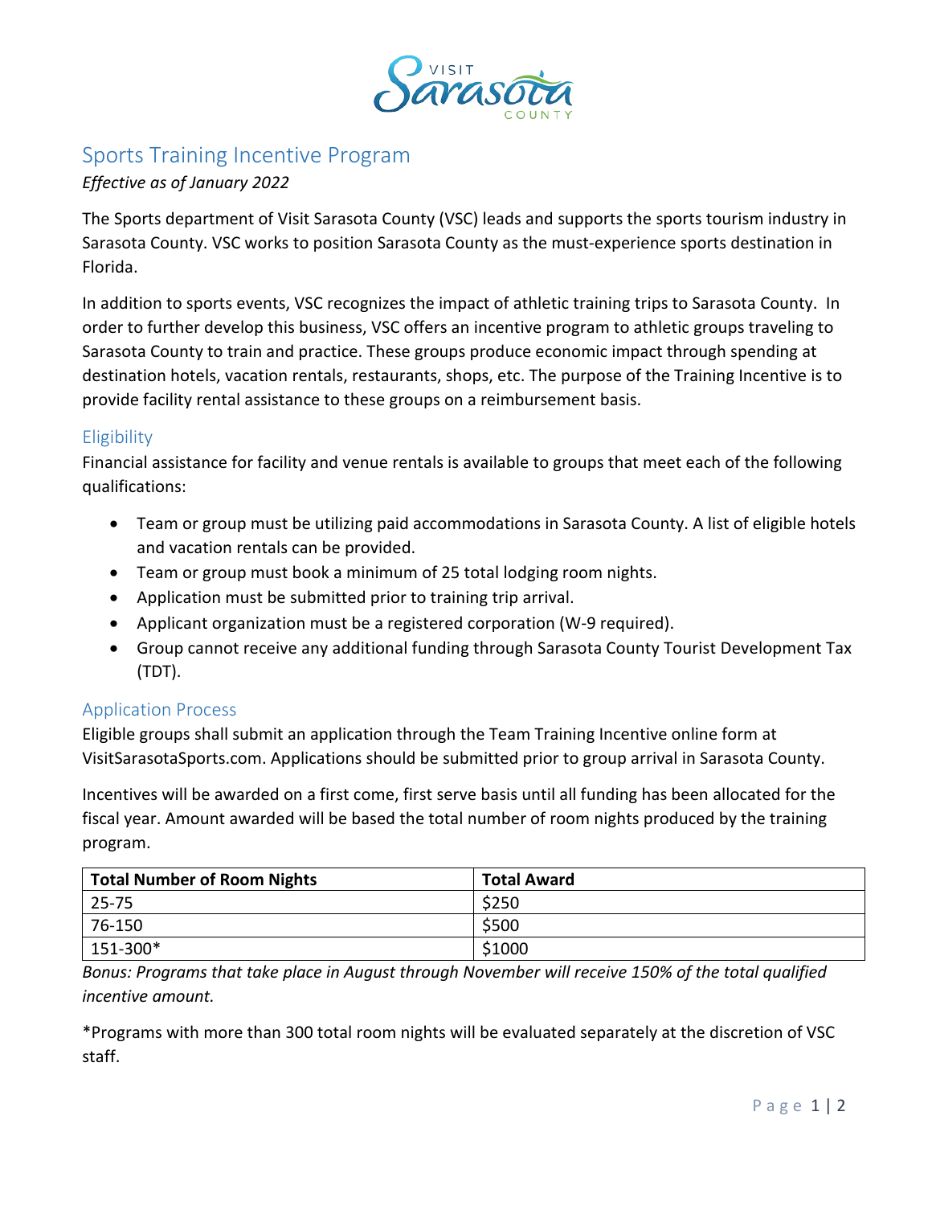# Sports Training Incentive Program

*Effective as of January 2022*

The Sports department of Visit Sarasota County (VSC) leads and supports the sports tourism industry in Sarasota County. VSC works to position Sarasota County as the must-experience sports destination in Florida.

In addition to sports events, VSC recognizes the impact of athletic training trips to Sarasota County. In order to further develop this business, VSC offers an incentive program to athletic groups traveling to Sarasota County to train and practice. These groups produce economic impact through spending at destination hotels, vacation rentals, restaurants, shops, etc. The purpose of the Training Incentive is to provide facility rental assistance to these groups on a reimbursement basis.

## Eligibility

Financial assistance for facility and venue rentals is available to groups that meet each of the following qualifications:

- Team or group must be utilizing paid accommodations in Sarasota County. A list of eligible hotels and vacation rentals can be provided.
- Team or group must book a minimum of 25 total lodging room nights.
- Application must be submitted prior to training trip arrival.
- Applicant organization must be a registered corporation (W-9 required).
- Group cannot receive any additional funding through Sarasota County Tourist Development Tax (TDT).

## Application Process

Eligible groups shall submit an application through the Team Training Incentive online form at VisitSarasotaSports.com. Applications should be submitted prior to group arrival in Sarasota County.

Incentives will be awarded on a first come, first serve basis until all funding has been allocated for the fiscal year. Amount awarded will be based the total number of room nights produced by the training program.

| Total Number of Room Nights | Total Award |
|---|---|
| 25-75 | $250 |
| 76-150 | $500 |
| 151-300* | $1000 |

*Bonus: Programs that take place in August through November will receive 150% of the total qualified incentive amount.*

*Programs with more than 300 total room nights will be evaluated separately at the discretion of VSC staff.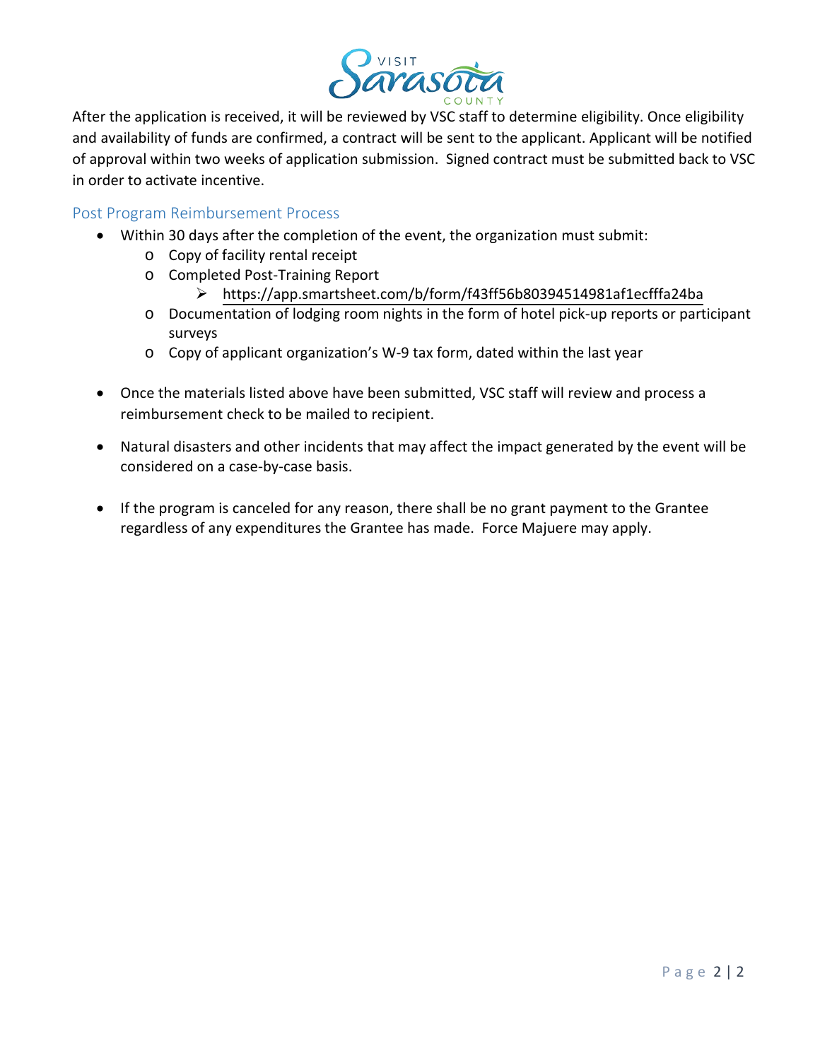After the application is received, it will be reviewed by VSC staff to determine eligibility. Once eligibility and availability of funds are confirmed, a contract will be sent to the applicant. Applicant will be notified of approval within two weeks of application submission. Signed contract must be submitted back to VSC in order to activate incentive.

## Post Program Reimbursement Process

- Within 30 days after the completion of the event, the organization must submit:
  - Copy of facility rental receipt
  - Completed Post-Training Report
    - https://app.smartsheet.com/b/form/f43ff56b80394514981af1ecfffa24ba
  - Documentation of lodging room nights in the form of hotel pick-up reports or participant surveys
  - Copy of applicant organization's W-9 tax form, dated within the last year

- Once the materials listed above have been submitted, VSC staff will review and process a reimbursement check to be mailed to recipient.

- Natural disasters and other incidents that may affect the impact generated by the event will be considered on a case-by-case basis.

- If the program is canceled for any reason, there shall be no grant payment to the Grantee regardless of any expenditures the Grantee has made. Force Majuere may apply.